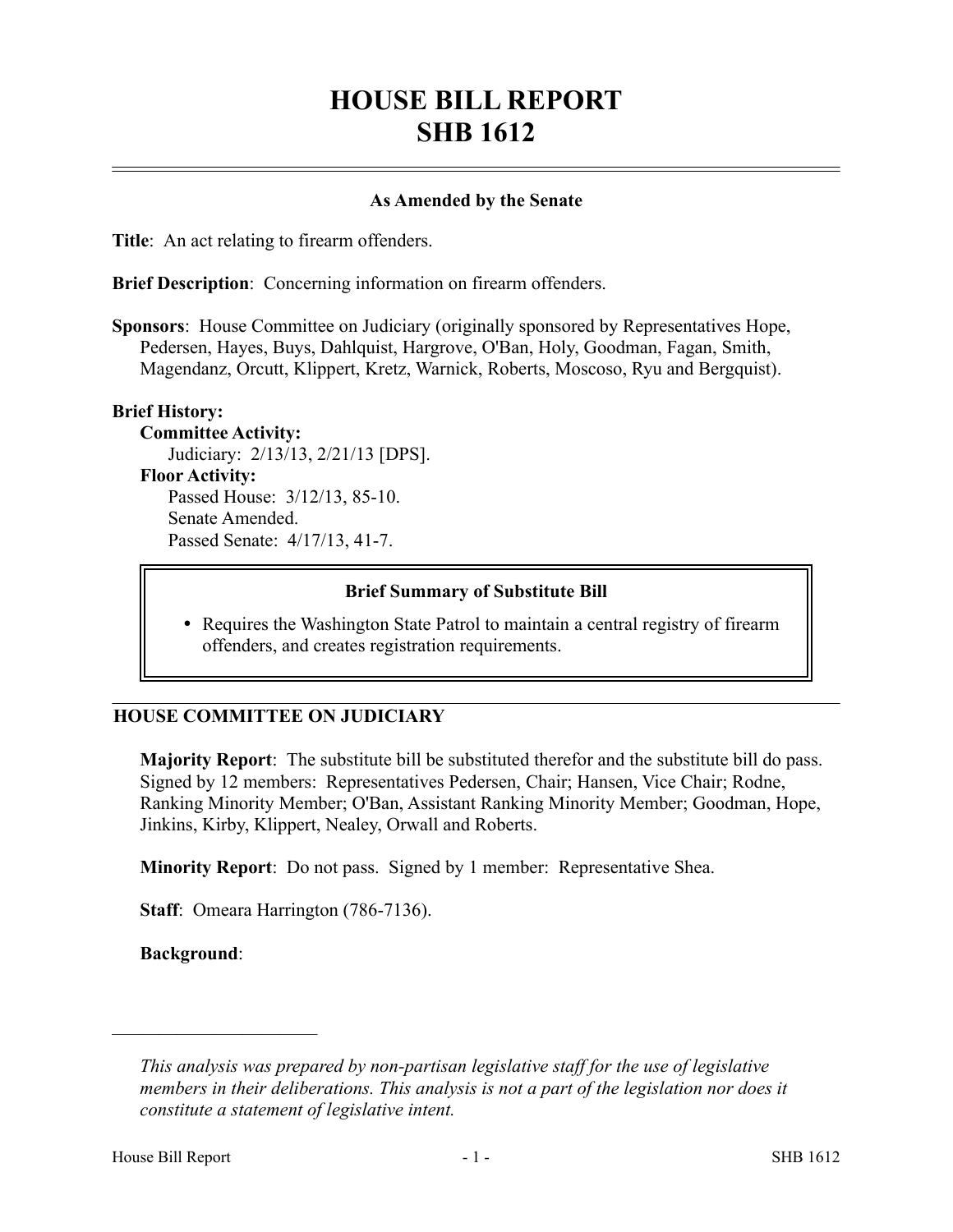# HOUSE BILL REPORT
# SHB 1612

**As Amended by the Senate**

**Title**: An act relating to firearm offenders.

**Brief Description**: Concerning information on firearm offenders.

**Sponsors**: House Committee on Judiciary (originally sponsored by Representatives Hope, Pedersen, Hayes, Buys, Dahlquist, Hargrove, O'Ban, Holy, Goodman, Fagan, Smith, Magendanz, Orcutt, Klippert, Kretz, Warnick, Roberts, Moscoso, Ryu and Bergquist).

**Brief History:**

**Committee Activity:**

Judiciary: 2/13/13, 2/21/13 [DPS].

**Floor Activity:**

Passed House: 3/12/13, 85-10.

Senate Amended.

Passed Senate: 4/17/13, 41-7.

**Brief Summary of Substitute Bill**

- Requires the Washington State Patrol to maintain a central registry of firearm offenders, and creates registration requirements.

## HOUSE COMMITTEE ON JUDICIARY

**Majority Report**: The substitute bill be substituted therefor and the substitute bill do pass. Signed by 12 members: Representatives Pedersen, Chair; Hansen, Vice Chair; Rodne, Ranking Minority Member; O'Ban, Assistant Ranking Minority Member; Goodman, Hope, Jinkins, Kirby, Klippert, Nealey, Orwall and Roberts.

**Minority Report**: Do not pass. Signed by 1 member: Representative Shea.

**Staff**: Omeara Harrington (786-7136).

**Background**:

---

*This analysis was prepared by non-partisan legislative staff for the use of legislative members in their deliberations. This analysis is not a part of the legislation nor does it constitute a statement of legislative intent.*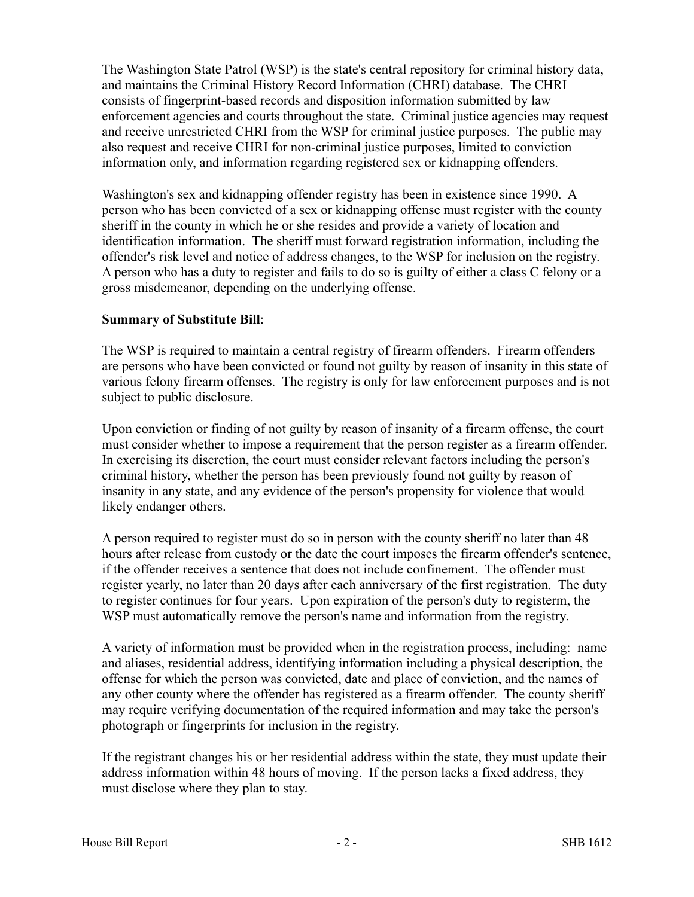The Washington State Patrol (WSP) is the state's central repository for criminal history data, and maintains the Criminal History Record Information (CHRI) database. The CHRI consists of fingerprint-based records and disposition information submitted by law enforcement agencies and courts throughout the state. Criminal justice agencies may request and receive unrestricted CHRI from the WSP for criminal justice purposes. The public may also request and receive CHRI for non-criminal justice purposes, limited to conviction information only, and information regarding registered sex or kidnapping offenders.

Washington's sex and kidnapping offender registry has been in existence since 1990. A person who has been convicted of a sex or kidnapping offense must register with the county sheriff in the county in which he or she resides and provide a variety of location and identification information. The sheriff must forward registration information, including the offender's risk level and notice of address changes, to the WSP for inclusion on the registry. A person who has a duty to register and fails to do so is guilty of either a class C felony or a gross misdemeanor, depending on the underlying offense.

**Summary of Substitute Bill**:

The WSP is required to maintain a central registry of firearm offenders. Firearm offenders are persons who have been convicted or found not guilty by reason of insanity in this state of various felony firearm offenses. The registry is only for law enforcement purposes and is not subject to public disclosure.

Upon conviction or finding of not guilty by reason of insanity of a firearm offense, the court must consider whether to impose a requirement that the person register as a firearm offender. In exercising its discretion, the court must consider relevant factors including the person's criminal history, whether the person has been previously found not guilty by reason of insanity in any state, and any evidence of the person's propensity for violence that would likely endanger others.

A person required to register must do so in person with the county sheriff no later than 48 hours after release from custody or the date the court imposes the firearm offender's sentence, if the offender receives a sentence that does not include confinement. The offender must register yearly, no later than 20 days after each anniversary of the first registration. The duty to register continues for four years. Upon expiration of the person's duty to registerm, the WSP must automatically remove the person's name and information from the registry.

A variety of information must be provided when in the registration process, including: name and aliases, residential address, identifying information including a physical description, the offense for which the person was convicted, date and place of conviction, and the names of any other county where the offender has registered as a firearm offender. The county sheriff may require verifying documentation of the required information and may take the person's photograph or fingerprints for inclusion in the registry.

If the registrant changes his or her residential address within the state, they must update their address information within 48 hours of moving. If the person lacks a fixed address, they must disclose where they plan to stay.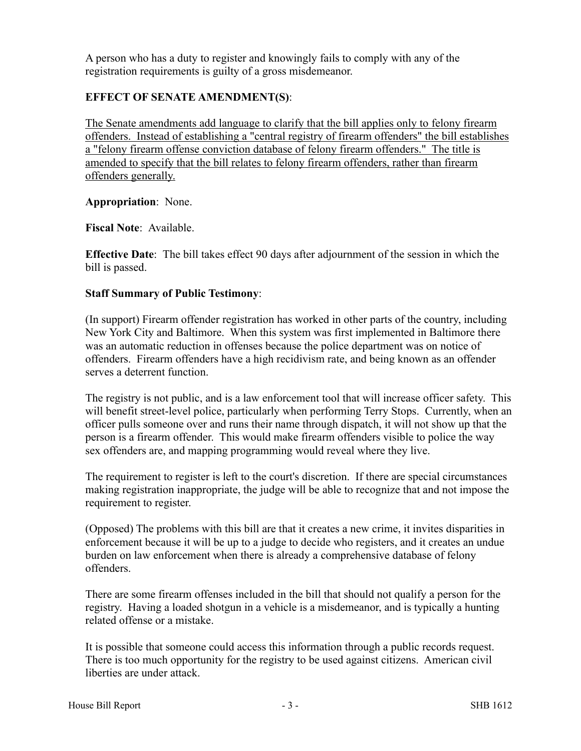A person who has a duty to register and knowingly fails to comply with any of the registration requirements is guilty of a gross misdemeanor.

**EFFECT OF SENATE AMENDMENT(S)**:

<u>The Senate amendments add language to clarify that the bill applies only to felony firearm offenders. Instead of establishing a "central registry of firearm offenders" the bill establishes a "felony firearm offense conviction database of felony firearm offenders." The title is amended to specify that the bill relates to felony firearm offenders, rather than firearm offenders generally.</u>

**Appropriation**: None.

**Fiscal Note**: Available.

**Effective Date**: The bill takes effect 90 days after adjournment of the session in which the bill is passed.

**Staff Summary of Public Testimony**:

(In support) Firearm offender registration has worked in other parts of the country, including New York City and Baltimore. When this system was first implemented in Baltimore there was an automatic reduction in offenses because the police department was on notice of offenders. Firearm offenders have a high recidivism rate, and being known as an offender serves a deterrent function.

The registry is not public, and is a law enforcement tool that will increase officer safety. This will benefit street-level police, particularly when performing Terry Stops. Currently, when an officer pulls someone over and runs their name through dispatch, it will not show up that the person is a firearm offender. This would make firearm offenders visible to police the way sex offenders are, and mapping programming would reveal where they live.

The requirement to register is left to the court's discretion. If there are special circumstances making registration inappropriate, the judge will be able to recognize that and not impose the requirement to register.

(Opposed) The problems with this bill are that it creates a new crime, it invites disparities in enforcement because it will be up to a judge to decide who registers, and it creates an undue burden on law enforcement when there is already a comprehensive database of felony offenders.

There are some firearm offenses included in the bill that should not qualify a person for the registry. Having a loaded shotgun in a vehicle is a misdemeanor, and is typically a hunting related offense or a mistake.

It is possible that someone could access this information through a public records request. There is too much opportunity for the registry to be used against citizens. American civil liberties are under attack.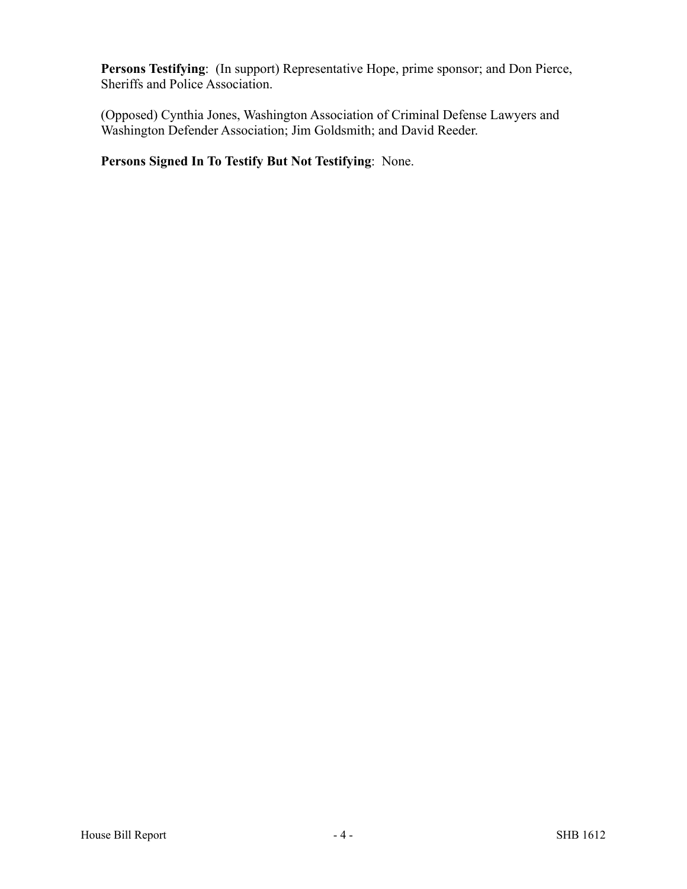**Persons Testifying**: (In support) Representative Hope, prime sponsor; and Don Pierce, Sheriffs and Police Association.

(Opposed) Cynthia Jones, Washington Association of Criminal Defense Lawyers and Washington Defender Association; Jim Goldsmith; and David Reeder.

**Persons Signed In To Testify But Not Testifying**: None.